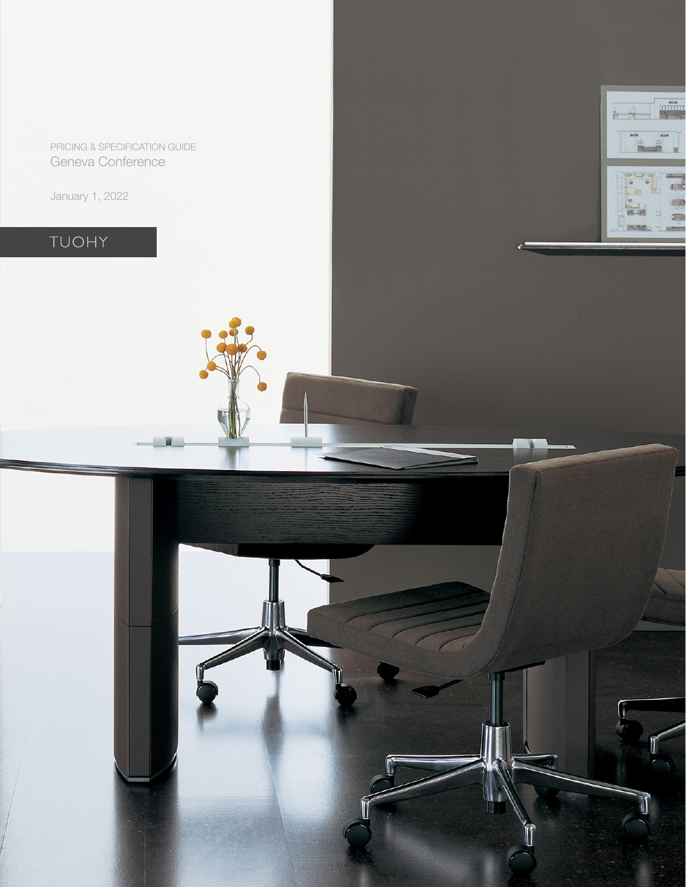PRICING & SPECIFICATION GUIDE

# Geneva Conference

January 1, 2022

TUOHY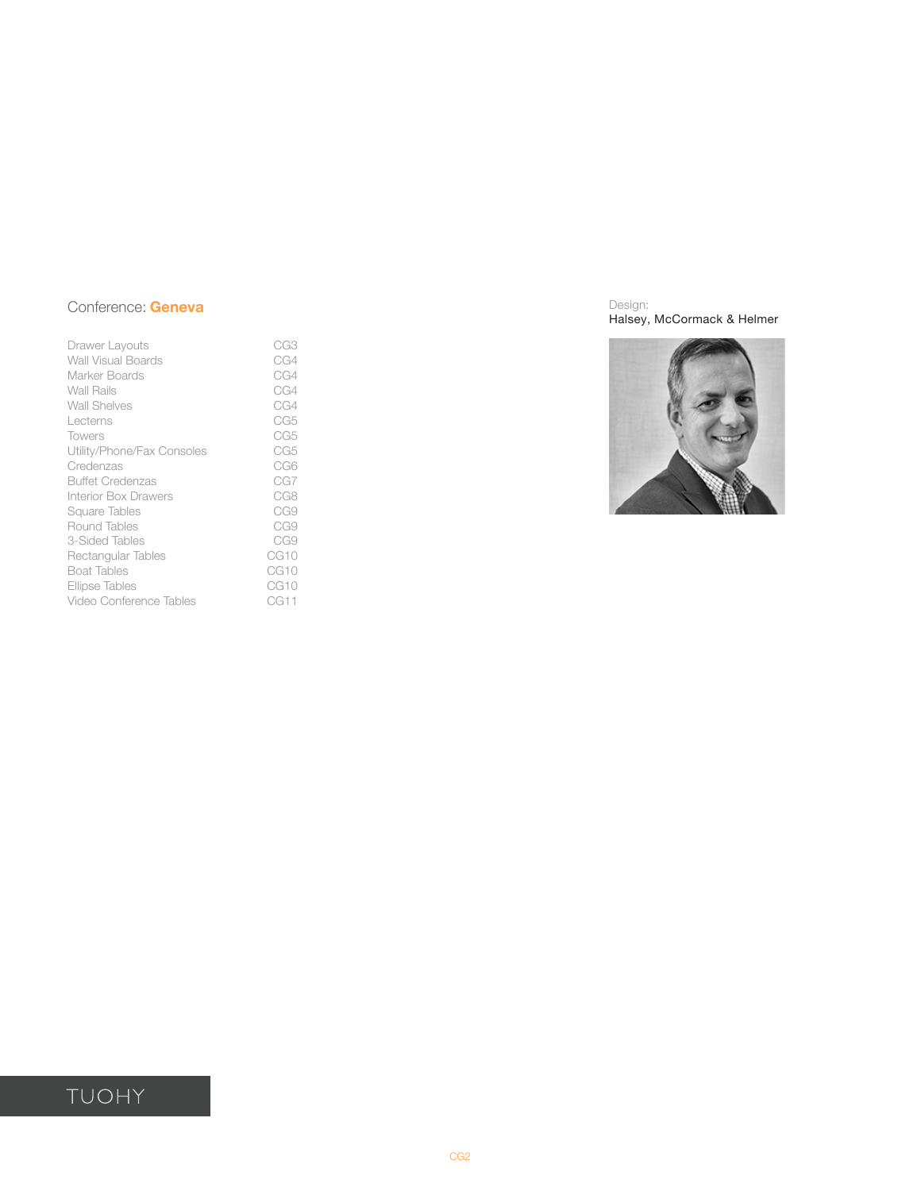## Conference: **Geneva**

| | |
|---|---|
| Drawer Layouts | CG3 |
| Wall Visual Boards | CG4 |
| Marker Boards | CG4 |
| Wall Rails | CG4 |
| Wall Shelves | CG4 |
| Lecterns | CG5 |
| Towers | CG5 |
| Utility/Phone/Fax Consoles | CG5 |
| Credenzas | CG6 |
| Buffet Credenzas | CG7 |
| Interior Box Drawers | CG8 |
| Square Tables | CG9 |
| Round Tables | CG9 |
| 3-Sided Tables | CG9 |
| Rectangular Tables | CG10 |
| Boat Tables | CG10 |
| Ellipse Tables | CG10 |
| Video Conference Tables | CG11 |

Design:
Halsey, McCormack & Helmer

TUOHY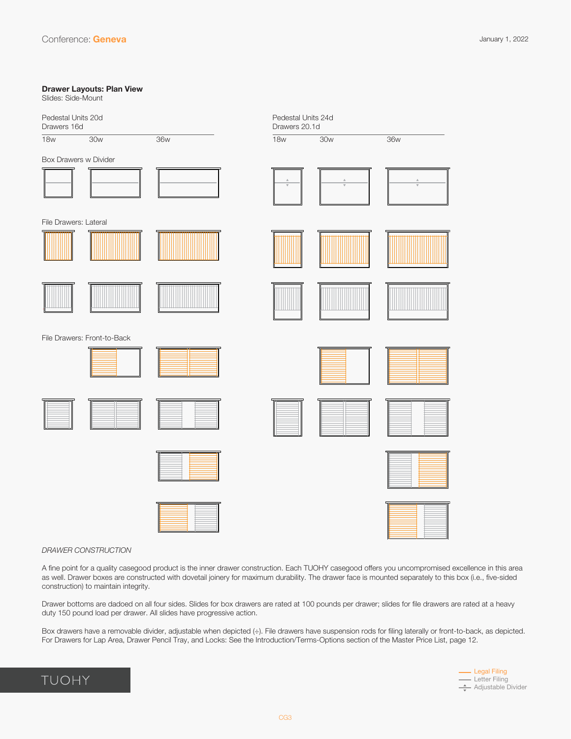# Conference: **Geneva**

January 1, 2022

## Drawer Layouts: Plan View

Slides: Side-Mount

Pedestal Units 20d
Drawers 16d

18w 30w 36w

Pedestal Units 24d
Drawers 20.1d

18w 30w 36w

Box Drawers w Divider

File Drawers: Lateral

File Drawers: Front-to-Back

*DRAWER CONSTRUCTION*

A fine point for a quality casegood product is the inner drawer construction. Each TUOHY casegood offers you uncompromised excellence in this area as well. Drawer boxes are constructed with dovetail joinery for maximum durability. The drawer face is mounted separately to this box (i.e., five-sided construction) to maintain integrity.

Drawer bottoms are dadoed on all four sides. Slides for box drawers are rated at 100 pounds per drawer; slides for file drawers are rated at a heavy duty 150 pound load per drawer. All slides have progressive action.

Box drawers have a removable divider, adjustable when depicted (÷). File drawers have suspension rods for filing laterally or front-to-back, as depicted. For Drawers for Lap Area, Drawer Pencil Tray, and Locks: See the Introduction/Terms-Options section of the Master Price List, page 12.

TUOHY

Legal Filing
Letter Filing
Adjustable Divider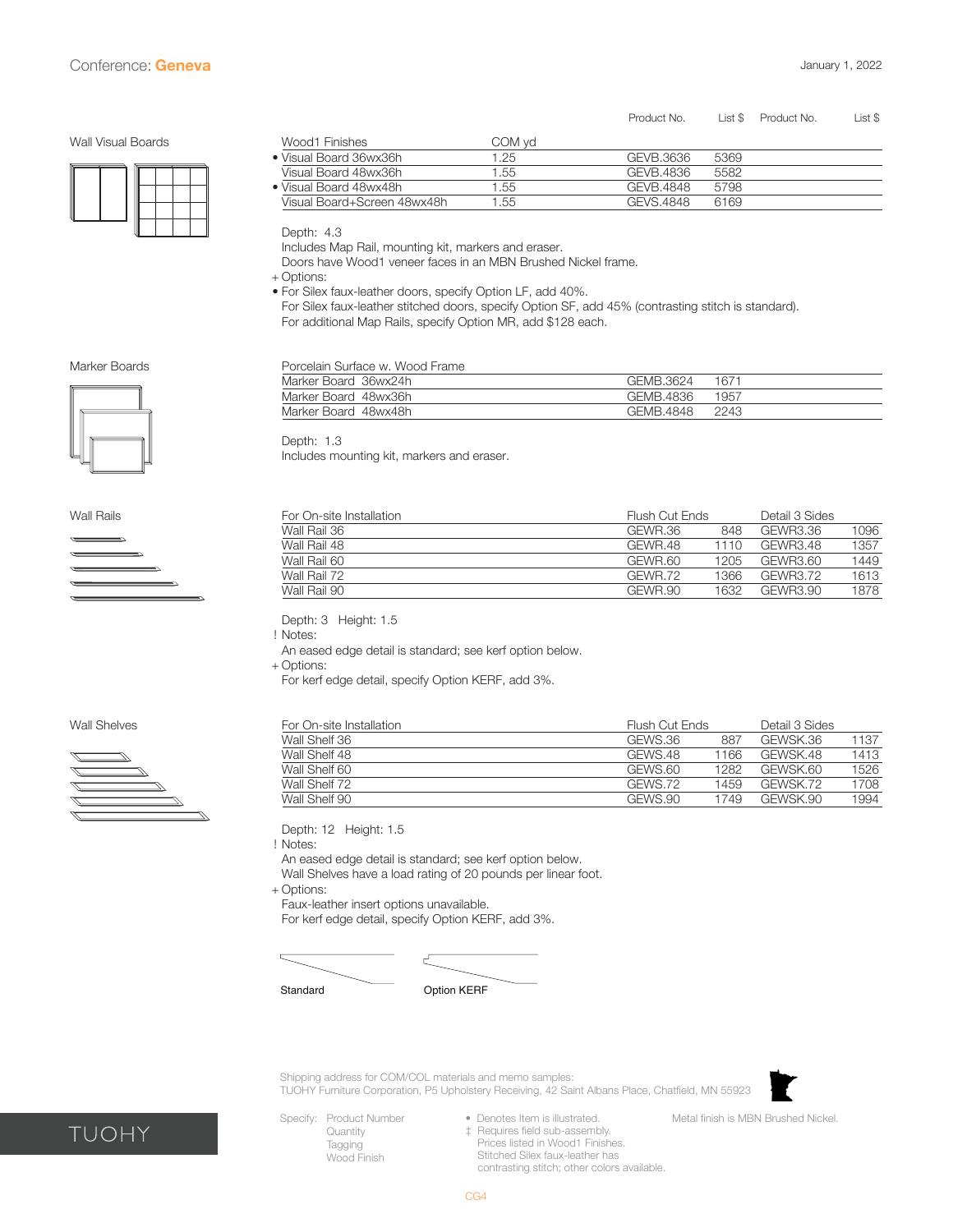Conference: **Geneva**

January 1, 2022

## Wall Visual Boards

| Wood1 Finishes | COM yd | Product No. | List $ | Product No. | List $ |
|---|---|---|---|---|---|
| • Visual Board 36wx36h | 1.25 | GEVB.3636 | 5369 | | |
| Visual Board 48wx36h | 1.55 | GEVB.4836 | 5582 | | |
| • Visual Board 48wx48h | 1.55 | GEVB.4848 | 5798 | | |
| Visual Board+Screen 48wx48h | 1.55 | GEVS.4848 | 6169 | | |

Depth: 4.3
Includes Map Rail, mounting kit, markers and eraser.
Doors have Wood1 veneer faces in an MBN Brushed Nickel frame.

+ Options:
• For Silex faux-leather doors, specify Option LF, add 40%.
For Silex faux-leather stitched doors, specify Option SF, add 45% (contrasting stitch is standard).
For additional Map Rails, specify Option MR, add $128 each.

## Marker Boards

| Porcelain Surface w. Wood Frame | Product No. | List $ |
|---|---|---|
| Marker Board 36wx24h | GEMB.3624 | 1671 |
| Marker Board 48wx36h | GEMB.4836 | 1957 |
| Marker Board 48wx48h | GEMB.4848 | 2243 |

Depth: 1.3
Includes mounting kit, markers and eraser.

## Wall Rails

| For On-site Installation | Flush Cut Ends | | Detail 3 Sides | |
|---|---|---|---|---|
| Wall Rail 36 | GEWR.36 | 848 | GEWR3.36 | 1096 |
| Wall Rail 48 | GEWR.48 | 1110 | GEWR3.48 | 1357 |
| Wall Rail 60 | GEWR.60 | 1205 | GEWR3.60 | 1449 |
| Wall Rail 72 | GEWR.72 | 1366 | GEWR3.72 | 1613 |
| Wall Rail 90 | GEWR.90 | 1632 | GEWR3.90 | 1878 |

Depth: 3 Height: 1.5

! Notes:
An eased edge detail is standard; see kerf option below.

+ Options:
For kerf edge detail, specify Option KERF, add 3%.

## Wall Shelves

| For On-site Installation | Flush Cut Ends | | Detail 3 Sides | |
|---|---|---|---|---|
| Wall Shelf 36 | GEWS.36 | 887 | GEWSK.36 | 1137 |
| Wall Shelf 48 | GEWS.48 | 1166 | GEWSK.48 | 1413 |
| Wall Shelf 60 | GEWS.60 | 1282 | GEWSK.60 | 1526 |
| Wall Shelf 72 | GEWS.72 | 1459 | GEWSK.72 | 1708 |
| Wall Shelf 90 | GEWS.90 | 1749 | GEWSK.90 | 1994 |

Depth: 12 Height: 1.5

! Notes:
An eased edge detail is standard; see kerf option below.
Wall Shelves have a load rating of 20 pounds per linear foot.

+ Options:
Faux-leather insert options unavailable.
For kerf edge detail, specify Option KERF, add 3%.

Standard Option KERF

Shipping address for COM/COL materials and memo samples:
TUOHY Furniture Corporation, P5 Upholstery Receiving, 42 Saint Albans Place, Chatfield, MN 55923

TUOHY

Specify: Product Number
Quantity
Tagging
Wood Finish

• Denotes Item is illustrated.
‡ Requires field sub-assembly.
Prices listed in Wood1 Finishes.
Stitched Silex faux-leather has contrasting stitch; other colors available.

Metal finish is MBN Brushed Nickel.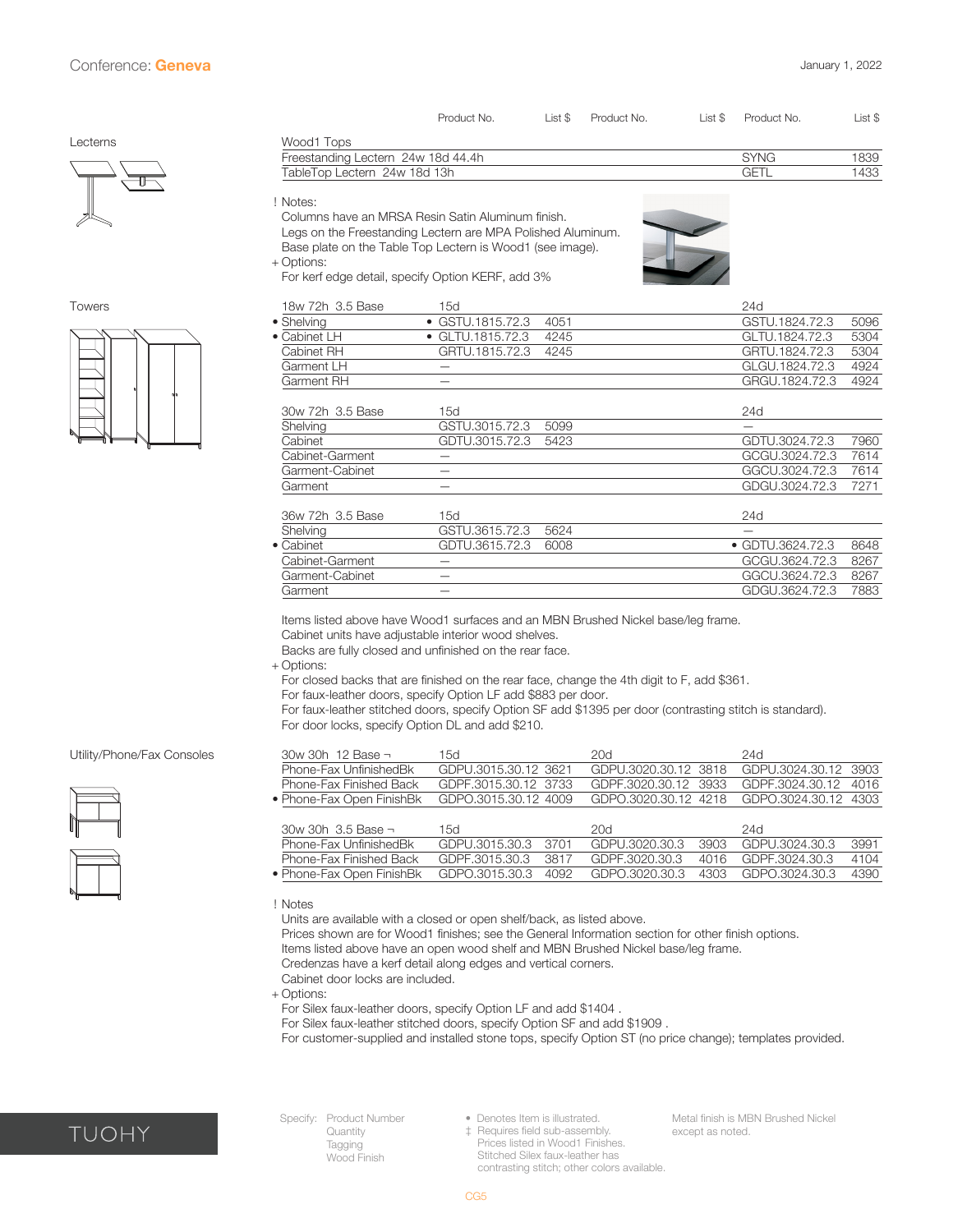# Conference: Geneva

January 1, 2022

## Lecterns

| | Product No. | List $ | Product No. | List $ | Product No. | List $ |
|---|---|---|---|---|---|---|
| Wood1 Tops | | | | | | |
| Freestanding Lectern 24w 18d 44.4h | | | | | SYNG | 1839 |
| TableTop Lectern 24w 18d 13h | | | | | GETL | 1433 |

! Notes:
Columns have an MRSA Resin Satin Aluminum finish.
Legs on the Freestanding Lectern are MPA Polished Aluminum.
Base plate on the Table Top Lectern is Wood1 (see image).
+ Options:
For kerf edge detail, specify Option KERF, add 3%

## Towers

| | Product No. | List $ | Product No. | List $ | Product No. | List $ |
|---|---|---|---|---|---|---|
| 18w 72h 3.5 Base | 15d | | | | 24d | |
| • Shelving | • GSTU.1815.72.3 | 4051 | | | GSTU.1824.72.3 | 5096 |
| • Cabinet LH | • GLTU.1815.72.3 | 4245 | | | GLTU.1824.72.3 | 5304 |
| Cabinet RH | GRTU.1815.72.3 | 4245 | | | GRTU.1824.72.3 | 5304 |
| Garment LH | — | | | | GLGU.1824.72.3 | 4924 |
| Garment RH | — | | | | GRGU.1824.72.3 | 4924 |
| 30w 72h 3.5 Base | 15d | | | | 24d | |
| Shelving | GSTU.3015.72.3 | 5099 | | | — | |
| Cabinet | GDTU.3015.72.3 | 5423 | | | GDTU.3024.72.3 | 7960 |
| Cabinet-Garment | — | | | | GCGU.3024.72.3 | 7614 |
| Garment-Cabinet | — | | | | GGCU.3024.72.3 | 7614 |
| Garment | — | | | | GDGU.3024.72.3 | 7271 |
| 36w 72h 3.5 Base | 15d | | | | 24d | |
| Shelving | GSTU.3615.72.3 | 5624 | | | — | |
| • Cabinet | GDTU.3615.72.3 | 6008 | | | • GDTU.3624.72.3 | 8648 |
| Cabinet-Garment | — | | | | GCGU.3624.72.3 | 8267 |
| Garment-Cabinet | — | | | | GGCU.3624.72.3 | 8267 |
| Garment | — | | | | GDGU.3624.72.3 | 7883 |

Items listed above have Wood1 surfaces and an MBN Brushed Nickel base/leg frame.
Cabinet units have adjustable interior wood shelves.
Backs are fully closed and unfinished on the rear face.
+ Options:
For closed backs that are finished on the rear face, change the 4th digit to F, add $361.
For faux-leather doors, specify Option LF add $883 per door.
For faux-leather stitched doors, specify Option SF add $1395 per door (contrasting stitch is standard).
For door locks, specify Option DL and add $210.

## Utility/Phone/Fax Consoles

| | Product No. | List $ | Product No. | List $ | Product No. | List $ |
|---|---|---|---|---|---|---|
| 30w 30h 12 Base ¬ | 15d | | 20d | | 24d | |
| Phone-Fax UnfinishedBk | GDPU.3015.30.12 | 3621 | GDPU.3020.30.12 | 3818 | GDPU.3024.30.12 | 3903 |
| Phone-Fax Finished Back | GDPF.3015.30.12 | 3733 | GDPF.3020.30.12 | 3933 | GDPF.3024.30.12 | 4016 |
| • Phone-Fax Open FinishBk | GDPO.3015.30.12 | 4009 | GDPO.3020.30.12 | 4218 | GDPO.3024.30.12 | 4303 |
| 30w 30h 3.5 Base ¬ | 15d | | 20d | | 24d | |
| Phone-Fax UnfinishedBk | GDPU.3015.30.3 | 3701 | GDPU.3020.30.3 | 3903 | GDPU.3024.30.3 | 3991 |
| Phone-Fax Finished Back | GDPF.3015.30.3 | 3817 | GDPF.3020.30.3 | 4016 | GDPF.3024.30.3 | 4104 |
| • Phone-Fax Open FinishBk | GDPO.3015.30.3 | 4092 | GDPO.3020.30.3 | 4303 | GDPO.3024.30.3 | 4390 |

! Notes
Units are available with a closed or open shelf/back, as listed above.
Prices shown are for Wood1 finishes; see the General Information section for other finish options.
Items listed above have an open wood shelf and MBN Brushed Nickel base/leg frame.
Credenzas have a kerf detail along edges and vertical corners.
Cabinet door locks are included.
+ Options:
For Silex faux-leather doors, specify Option LF and add $1404 .
For Silex faux-leather stitched doors, specify Option SF and add $1909 .
For customer-supplied and installed stone tops, specify Option ST (no price change); templates provided.

TUOHY

Specify: Product Number
Quantity
Tagging
Wood Finish

• Denotes Item is illustrated.
‡ Requires field sub-assembly.
Prices listed in Wood1 Finishes.
Stitched Silex faux-leather has contrasting stitch; other colors available.

Metal finish is MBN Brushed Nickel except as noted.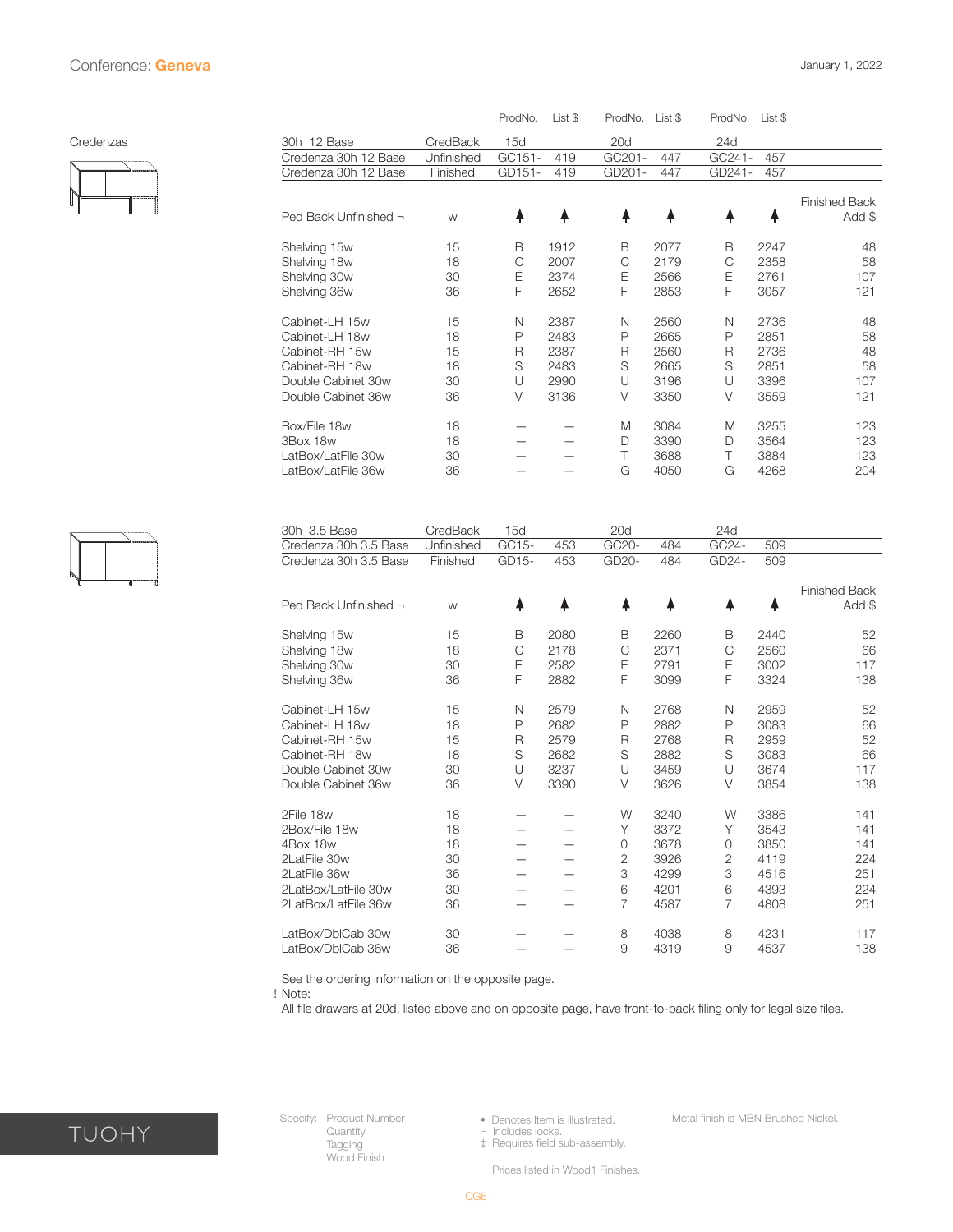Conference: **Geneva**

January 1, 2022

## Credenzas

| 30h 12 Base | CredBack | 15d ProdNo. | 15d List $ | 20d ProdNo. | 20d List $ | 24d ProdNo. | 24d List $ | |
|---|---|---|---|---|---|---|---|---|
| Credenza 30h 12 Base | Unfinished | GC151- | 419 | GC201- | 447 | GC241- | 457 | |
| Credenza 30h 12 Base | Finished | GD151- | 419 | GD201- | 447 | GD241- | 457 | |
| Ped Back Unfinished ¬ | w | ▲ | ▲ | ▲ | ▲ | ▲ | ▲ | Finished Back Add $ |
| Shelving 15w | 15 | B | 1912 | B | 2077 | B | 2247 | 48 |
| Shelving 18w | 18 | C | 2007 | C | 2179 | C | 2358 | 58 |
| Shelving 30w | 30 | E | 2374 | E | 2566 | E | 2761 | 107 |
| Shelving 36w | 36 | F | 2652 | F | 2853 | F | 3057 | 121 |
| Cabinet-LH 15w | 15 | N | 2387 | N | 2560 | N | 2736 | 48 |
| Cabinet-LH 18w | 18 | P | 2483 | P | 2665 | P | 2851 | 58 |
| Cabinet-RH 15w | 15 | R | 2387 | R | 2560 | R | 2736 | 48 |
| Cabinet-RH 18w | 18 | S | 2483 | S | 2665 | S | 2851 | 58 |
| Double Cabinet 30w | 30 | U | 2990 | U | 3196 | U | 3396 | 107 |
| Double Cabinet 36w | 36 | V | 3136 | V | 3350 | V | 3559 | 121 |
| Box/File 18w | 18 | — | — | M | 3084 | M | 3255 | 123 |
| 3Box 18w | 18 | — | — | D | 3390 | D | 3564 | 123 |
| LatBox/LatFile 30w | 30 | — | — | T | 3688 | T | 3884 | 123 |
| LatBox/LatFile 36w | 36 | — | — | G | 4050 | G | 4268 | 204 |

| 30h 3.5 Base | CredBack | 15d ProdNo. | 15d List $ | 20d ProdNo. | 20d List $ | 24d ProdNo. | 24d List $ | |
|---|---|---|---|---|---|---|---|---|
| Credenza 30h 3.5 Base | Unfinished | GC15- | 453 | GC20- | 484 | GC24- | 509 | |
| Credenza 30h 3.5 Base | Finished | GD15- | 453 | GD20- | 484 | GD24- | 509 | |
| Ped Back Unfinished ¬ | w | ▲ | ▲ | ▲ | ▲ | ▲ | ▲ | Finished Back Add $ |
| Shelving 15w | 15 | B | 2080 | B | 2260 | B | 2440 | 52 |
| Shelving 18w | 18 | C | 2178 | C | 2371 | C | 2560 | 66 |
| Shelving 30w | 30 | E | 2582 | E | 2791 | E | 3002 | 117 |
| Shelving 36w | 36 | F | 2882 | F | 3099 | F | 3324 | 138 |
| Cabinet-LH 15w | 15 | N | 2579 | N | 2768 | N | 2959 | 52 |
| Cabinet-LH 18w | 18 | P | 2682 | P | 2882 | P | 3083 | 66 |
| Cabinet-RH 15w | 15 | R | 2579 | R | 2768 | R | 2959 | 52 |
| Cabinet-RH 18w | 18 | S | 2682 | S | 2882 | S | 3083 | 66 |
| Double Cabinet 30w | 30 | U | 3237 | U | 3459 | U | 3674 | 117 |
| Double Cabinet 36w | 36 | V | 3390 | V | 3626 | V | 3854 | 138 |
| 2File 18w | 18 | — | — | W | 3240 | W | 3386 | 141 |
| 2Box/File 18w | 18 | — | — | Y | 3372 | Y | 3543 | 141 |
| 4Box 18w | 18 | — | — | 0 | 3678 | 0 | 3850 | 141 |
| 2LatFile 30w | 30 | — | — | 2 | 3926 | 2 | 4119 | 224 |
| 2LatFile 36w | 36 | — | — | 3 | 4299 | 3 | 4516 | 251 |
| 2LatBox/LatFile 30w | 30 | — | — | 6 | 4201 | 6 | 4393 | 224 |
| 2LatBox/LatFile 36w | 36 | — | — | 7 | 4587 | 7 | 4808 | 251 |
| LatBox/DblCab 30w | 30 | — | — | 8 | 4038 | 8 | 4231 | 117 |
| LatBox/DblCab 36w | 36 | — | — | 9 | 4319 | 9 | 4537 | 138 |

See the ordering information on the opposite page.

! Note:
All file drawers at 20d, listed above and on opposite page, have front-to-back filing only for legal size files.

Specify: Product Number, Quantity, Tagging, Wood Finish

• Denotes Item is illustrated.
¬ Includes locks.
‡ Requires field sub-assembly.

Prices listed in Wood1 Finishes.

Metal finish is MBN Brushed Nickel.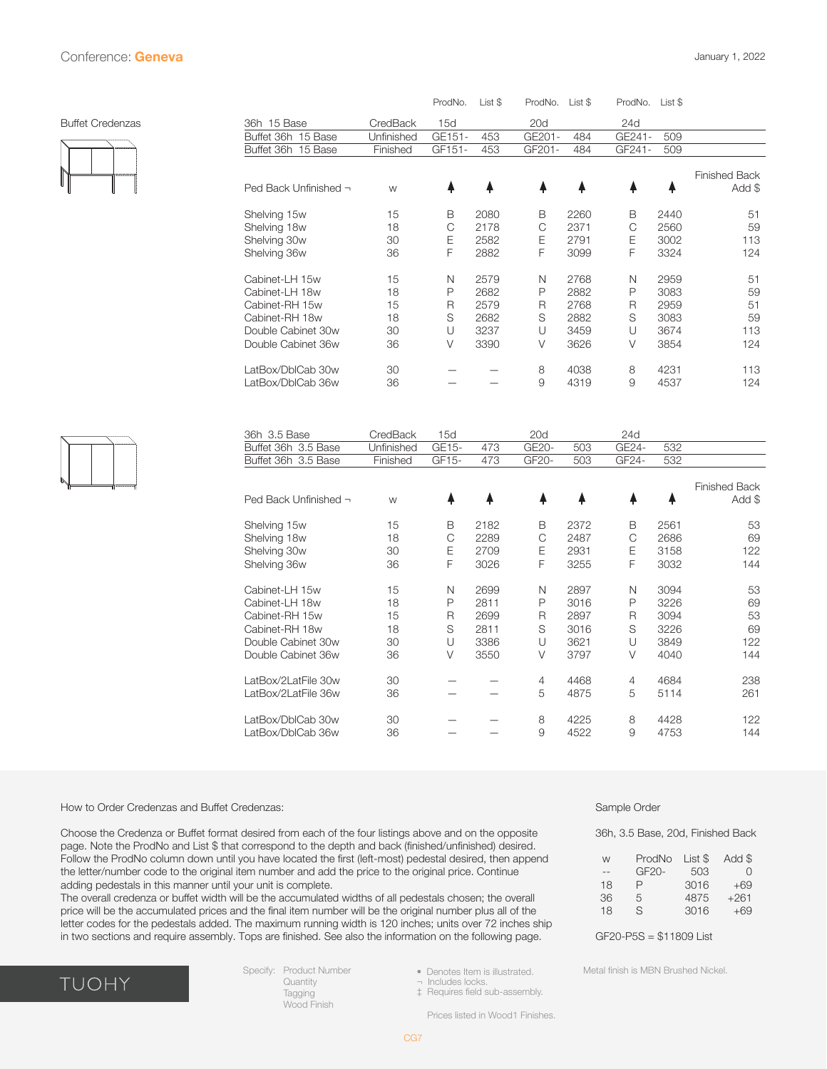Conference: **Geneva**

January 1, 2022

## Buffet Credenzas

| 36h 15 Base | CredBack | ProdNo. 15d | List $ | ProdNo. 20d | List $ | ProdNo. 24d | List $ | Finished Back Add $ |
|---|---|---|---|---|---|---|---|---|
| Buffet 36h 15 Base | Unfinished | GE151- | 453 | GE201- | 484 | GE241- | 509 | |
| Buffet 36h 15 Base | Finished | GF151- | 453 | GF201- | 484 | GF241- | 509 | |
| Ped Back Unfinished ¬ | w | ▲ | ▲ | ▲ | ▲ | ▲ | ▲ | |
| Shelving 15w | 15 | B | 2080 | B | 2260 | B | 2440 | 51 |
| Shelving 18w | 18 | C | 2178 | C | 2371 | C | 2560 | 59 |
| Shelving 30w | 30 | E | 2582 | E | 2791 | E | 3002 | 113 |
| Shelving 36w | 36 | F | 2882 | F | 3099 | F | 3324 | 124 |
| Cabinet-LH 15w | 15 | N | 2579 | N | 2768 | N | 2959 | 51 |
| Cabinet-LH 18w | 18 | P | 2682 | P | 2882 | P | 3083 | 59 |
| Cabinet-RH 15w | 15 | R | 2579 | R | 2768 | R | 2959 | 51 |
| Cabinet-RH 18w | 18 | S | 2682 | S | 2882 | S | 3083 | 59 |
| Double Cabinet 30w | 30 | U | 3237 | U | 3459 | U | 3674 | 113 |
| Double Cabinet 36w | 36 | V | 3390 | V | 3626 | V | 3854 | 124 |
| LatBox/DblCab 30w | 30 | — | — | 8 | 4038 | 8 | 4231 | 113 |
| LatBox/DblCab 36w | 36 | — | — | 9 | 4319 | 9 | 4537 | 124 |

| 36h 3.5 Base | CredBack | ProdNo. 15d | List $ | ProdNo. 20d | List $ | ProdNo. 24d | List $ | Finished Back Add $ |
|---|---|---|---|---|---|---|---|---|
| Buffet 36h 3.5 Base | Unfinished | GE15- | 473 | GE20- | 503 | GE24- | 532 | |
| Buffet 36h 3.5 Base | Finished | GF15- | 473 | GF20- | 503 | GF24- | 532 | |
| Ped Back Unfinished ¬ | w | ▲ | ▲ | ▲ | ▲ | ▲ | ▲ | |
| Shelving 15w | 15 | B | 2182 | B | 2372 | B | 2561 | 53 |
| Shelving 18w | 18 | C | 2289 | C | 2487 | C | 2686 | 69 |
| Shelving 30w | 30 | E | 2709 | E | 2931 | E | 3158 | 122 |
| Shelving 36w | 36 | F | 3026 | F | 3255 | F | 3032 | 144 |
| Cabinet-LH 15w | 15 | N | 2699 | N | 2897 | N | 3094 | 53 |
| Cabinet-LH 18w | 18 | P | 2811 | P | 3016 | P | 3226 | 69 |
| Cabinet-RH 15w | 15 | R | 2699 | R | 2897 | R | 3094 | 53 |
| Cabinet-RH 18w | 18 | S | 2811 | S | 3016 | S | 3226 | 69 |
| Double Cabinet 30w | 30 | U | 3386 | U | 3621 | U | 3849 | 122 |
| Double Cabinet 36w | 36 | V | 3550 | V | 3797 | V | 4040 | 144 |
| LatBox/2LatFile 30w | 30 | — | — | 4 | 4468 | 4 | 4684 | 238 |
| LatBox/2LatFile 36w | 36 | — | — | 5 | 4875 | 5 | 5114 | 261 |
| LatBox/DblCab 30w | 30 | — | — | 8 | 4225 | 8 | 4428 | 122 |
| LatBox/DblCab 36w | 36 | — | — | 9 | 4522 | 9 | 4753 | 144 |

### How to Order Credenzas and Buffet Credenzas:

Choose the Credenza or Buffet format desired from each of the four listings above and on the opposite page. Note the ProdNo and List $ that correspond to the depth and back (finished/unfinished) desired. Follow the ProdNo column down until you have located the first (left-most) pedestal desired, then append the letter/number code to the original item number and add the price to the original price. Continue adding pedestals in this manner until your unit is complete.
The overall credenza or buffet width will be the accumulated widths of all pedestals chosen; the overall price will be the accumulated prices and the final item number will be the original number plus all of the letter codes for the pedestals added. The maximum running width is 120 inches; units over 72 inches ship in two sections and require assembly. Tops are finished. See also the information on the following page.

### Sample Order

36h, 3.5 Base, 20d, Finished Back

| w | ProdNo | List $ | Add $ |
|---|---|---|---|
| -- | GF20- | 503 | 0 |
| 18 | P | 3016 | +69 |
| 36 | 5 | 4875 | +261 |
| 18 | S | 3016 | +69 |

GF20-P5S = $11809 List

TUOHY

Specify: Product Number, Quantity, Tagging, Wood Finish

• Denotes Item is illustrated.
¬ Includes locks.
‡ Requires field sub-assembly.

Prices listed in Wood1 Finishes.

Metal finish is MBN Brushed Nickel.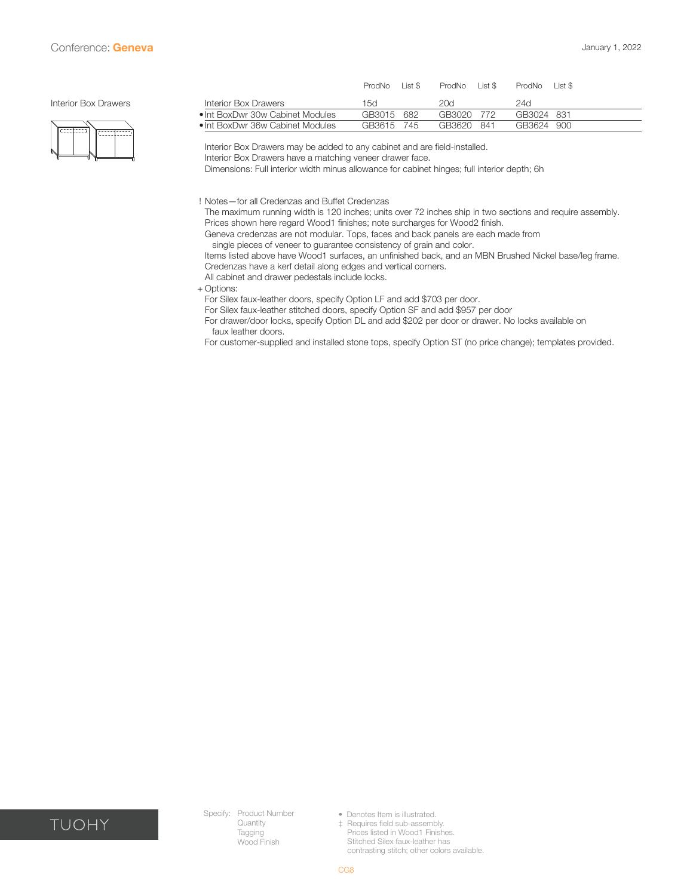# Conference: Geneva

January 1, 2022

## Interior Box Drawers

| | ProdNo | List $ | ProdNo | List $ | ProdNo | List $ |
|---|---|---|---|---|---|---|
| Interior Box Drawers | 15d | | 20d | | 24d | |
| • Int BoxDwr 30w Cabinet Modules | GB3015 | 682 | GB3020 | 772 | GB3024 | 831 |
| • Int BoxDwr 36w Cabinet Modules | GB3615 | 745 | GB3620 | 841 | GB3624 | 900 |

Interior Box Drawers may be added to any cabinet and are field-installed.
Interior Box Drawers have a matching veneer drawer face.
Dimensions: Full interior width minus allowance for cabinet hinges; full interior depth; 6h

! Notes—for all Credenzas and Buffet Credenzas
The maximum running width is 120 inches; units over 72 inches ship in two sections and require assembly.
Prices shown here regard Wood1 finishes; note surcharges for Wood2 finish.
Geneva credenzas are not modular. Tops, faces and back panels are each made from single pieces of veneer to guarantee consistency of grain and color.
Items listed above have Wood1 surfaces, an unfinished back, and an MBN Brushed Nickel base/leg frame.
Credenzas have a kerf detail along edges and vertical corners.
All cabinet and drawer pedestals include locks.

+ Options:
For Silex faux-leather doors, specify Option LF and add $703 per door.
For Silex faux-leather stitched doors, specify Option SF and add $957 per door
For drawer/door locks, specify Option DL and add $202 per door or drawer. No locks available on faux leather doors.
For customer-supplied and installed stone tops, specify Option ST (no price change); templates provided.

TUOHY

Specify: Product Number
Quantity
Tagging
Wood Finish

• Denotes Item is illustrated.
‡ Requires field sub-assembly.
Prices listed in Wood1 Finishes.
Stitched Silex faux-leather has contrasting stitch; other colors available.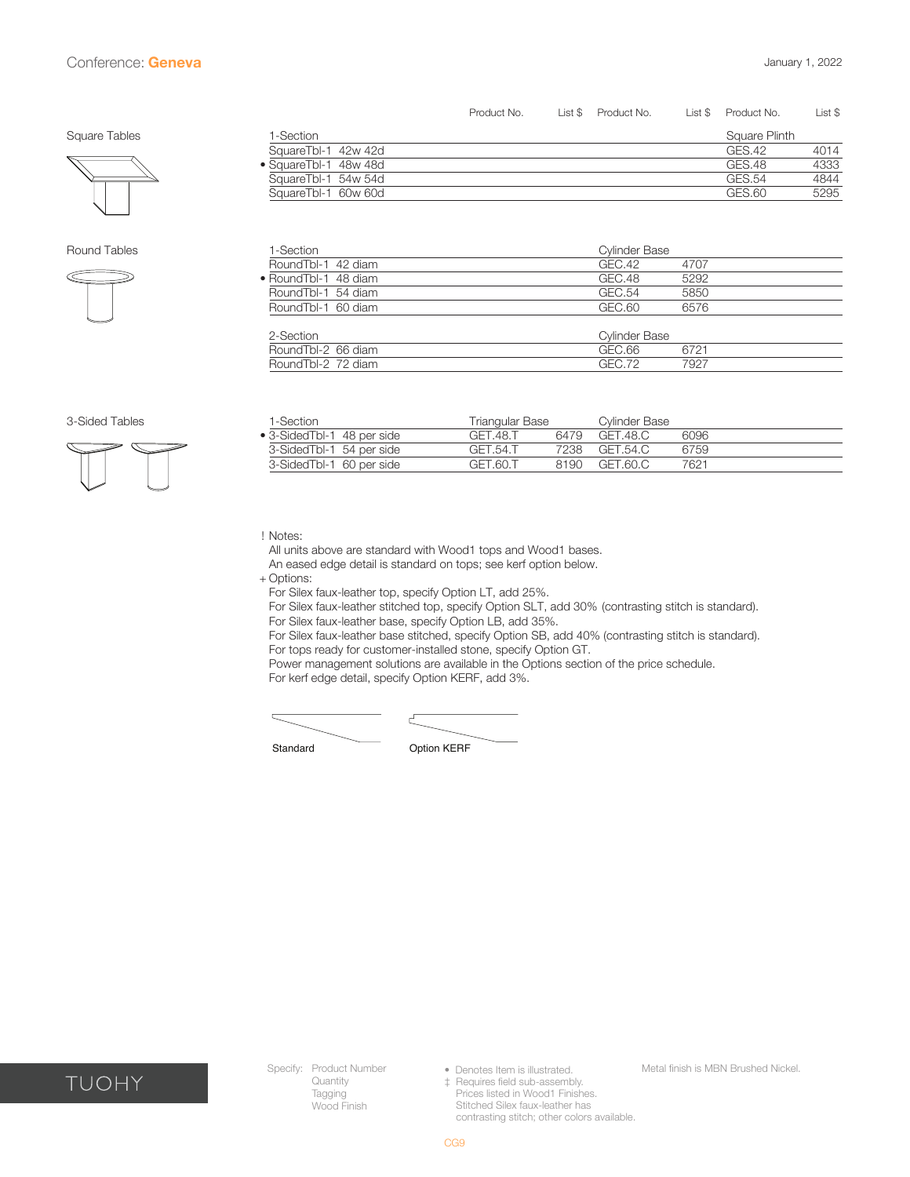# Conference: Geneva

January 1, 2022

## Square Tables

| 1-Section | Product No. | List $ | Product No. | List $ | Product No. (Square Plinth) | List $ |
|---|---|---|---|---|---|---|
| SquareTbl-1 42w 42d | | | | | GES.42 | 4014 |
| • SquareTbl-1 48w 48d | | | | | GES.48 | 4333 |
| SquareTbl-1 54w 54d | | | | | GES.54 | 4844 |
| SquareTbl-1 60w 60d | | | | | GES.60 | 5295 |

## Round Tables

| 1-Section | Product No. | List $ | Product No. (Cylinder Base) | List $ | Product No. | List $ |
|---|---|---|---|---|---|---|
| RoundTbl-1 42 diam | | | GEC.42 | 4707 | | |
| • RoundTbl-1 48 diam | | | GEC.48 | 5292 | | |
| RoundTbl-1 54 diam | | | GEC.54 | 5850 | | |
| RoundTbl-1 60 diam | | | GEC.60 | 6576 | | |
| **2-Section** | | | **Cylinder Base** | | | |
| RoundTbl-2 66 diam | | | GEC.66 | 6721 | | |
| RoundTbl-2 72 diam | | | GEC.72 | 7927 | | |

## 3-Sided Tables

| 1-Section | Product No. (Triangular Base) | List $ | Product No. (Cylinder Base) | List $ | Product No. | List $ |
|---|---|---|---|---|---|---|
| • 3-SidedTbl-1 48 per side | GET.48.T | 6479 | GET.48.C | 6096 | | |
| 3-SidedTbl-1 54 per side | GET.54.T | 7238 | GET.54.C | 6759 | | |
| 3-SidedTbl-1 60 per side | GET.60.T | 8190 | GET.60.C | 7621 | | |

! Notes:
All units above are standard with Wood1 tops and Wood1 bases.
An eased edge detail is standard on tops; see kerf option below.

+ Options:
For Silex faux-leather top, specify Option LT, add 25%.
For Silex faux-leather stitched top, specify Option SLT, add 30% (contrasting stitch is standard).
For Silex faux-leather base, specify Option LB, add 35%.
For Silex faux-leather base stitched, specify Option SB, add 40% (contrasting stitch is standard).
For tops ready for customer-installed stone, specify Option GT.
Power management solutions are available in the Options section of the price schedule.
For kerf edge detail, specify Option KERF, add 3%.

Standard    Option KERF

TUOHY

Specify: Product Number
Quantity
Tagging
Wood Finish

• Denotes Item is illustrated.
‡ Requires field sub-assembly.
Prices listed in Wood1 Finishes.
Stitched Silex faux-leather has contrasting stitch; other colors available.

Metal finish is MBN Brushed Nickel.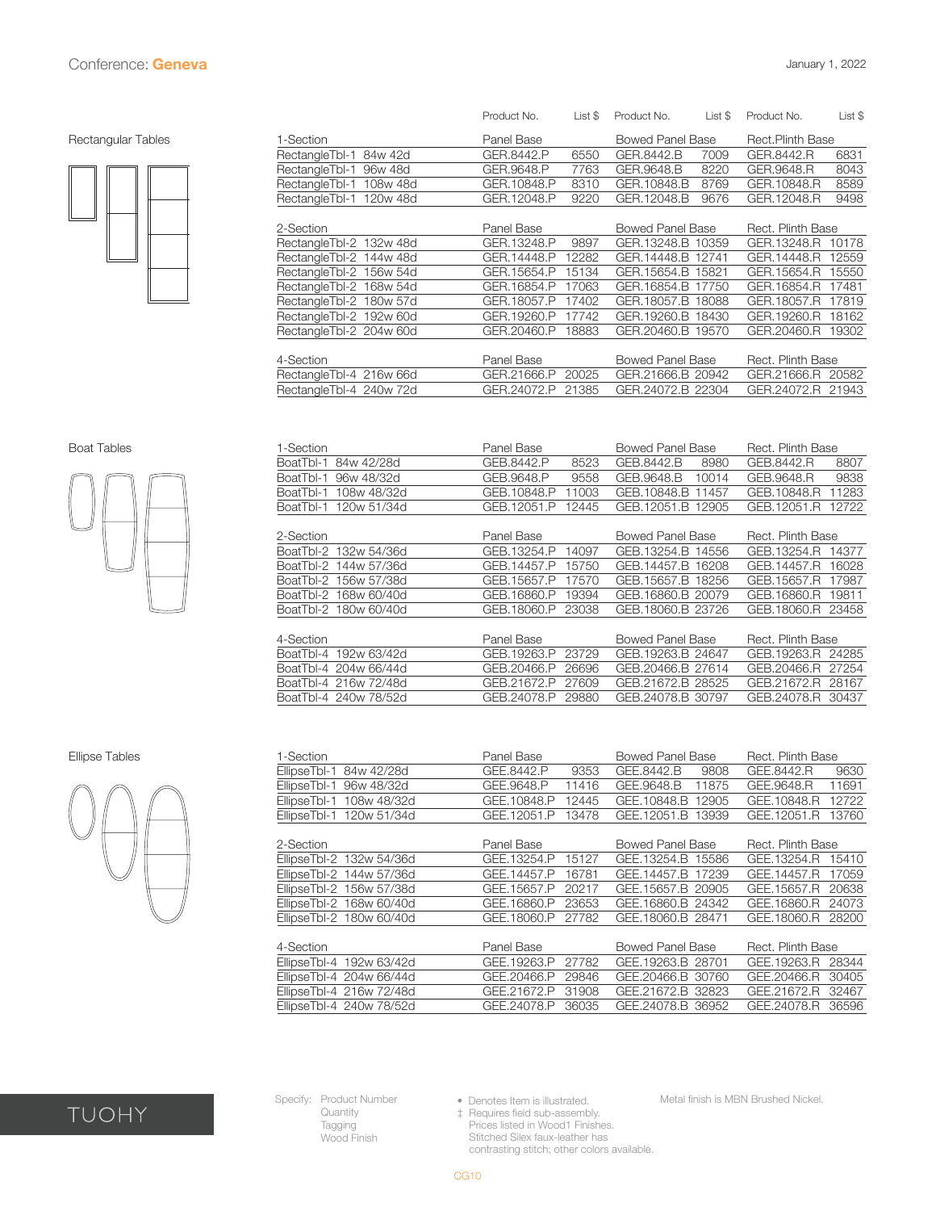# Conference: Geneva

January 1, 2022

## Rectangular Tables

| | Product No. | List $ | Product No. | List $ | Product No. | List $ |
|---|---|---|---|---|---|---|
| **1-Section** | **Panel Base** | | **Bowed Panel Base** | | **Rect.Plinth Base** | |
| RectangleTbl-1 84w 42d | GER.8442.P | 6550 | GER.8442.B | 7009 | GER.8442.R | 6831 |
| RectangleTbl-1 96w 48d | GER.9648.P | 7763 | GER.9648.B | 8220 | GER.9648.R | 8043 |
| RectangleTbl-1 108w 48d | GER.10848.P | 8310 | GER.10848.B | 8769 | GER.10848.R | 8589 |
| RectangleTbl-1 120w 48d | GER.12048.P | 9220 | GER.12048.B | 9676 | GER.12048.R | 9498 |
| **2-Section** | **Panel Base** | | **Bowed Panel Base** | | **Rect. Plinth Base** | |
| RectangleTbl-2 132w 48d | GER.13248.P | 9897 | GER.13248.B | 10359 | GER.13248.R | 10178 |
| RectangleTbl-2 144w 48d | GER.14448.P | 12282 | GER.14448.B | 12741 | GER.14448.R | 12559 |
| RectangleTbl-2 156w 54d | GER.15654.P | 15134 | GER.15654.B | 15821 | GER.15654.R | 15550 |
| RectangleTbl-2 168w 54d | GER.16854.P | 17063 | GER.16854.B | 17750 | GER.16854.R | 17481 |
| RectangleTbl-2 180w 57d | GER.18057.P | 17402 | GER.18057.B | 18088 | GER.18057.R | 17819 |
| RectangleTbl-2 192w 60d | GER.19260.P | 17742 | GER.19260.B | 18430 | GER.19260.R | 18162 |
| RectangleTbl-2 204w 60d | GER.20460.P | 18883 | GER.20460.B | 19570 | GER.20460.R | 19302 |
| **4-Section** | **Panel Base** | | **Bowed Panel Base** | | **Rect. Plinth Base** | |
| RectangleTbl-4 216w 66d | GER.21666.P | 20025 | GER.21666.B | 20942 | GER.21666.R | 20582 |
| RectangleTbl-4 240w 72d | GER.24072.P | 21385 | GER.24072.B | 22304 | GER.24072.R | 21943 |

## Boat Tables

| | Product No. | List $ | Product No. | List $ | Product No. | List $ |
|---|---|---|---|---|---|---|
| **1-Section** | **Panel Base** | | **Bowed Panel Base** | | **Rect. Plinth Base** | |
| BoatTbl-1 84w 42/28d | GEB.8442.P | 8523 | GEB.8442.B | 8980 | GEB.8442.R | 8807 |
| BoatTbl-1 96w 48/32d | GEB.9648.P | 9558 | GEB.9648.B | 10014 | GEB.9648.R | 9838 |
| BoatTbl-1 108w 48/32d | GEB.10848.P | 11003 | GEB.10848.B | 11457 | GEB.10848.R | 11283 |
| BoatTbl-1 120w 51/34d | GEB.12051.P | 12445 | GEB.12051.B | 12905 | GEB.12051.R | 12722 |
| **2-Section** | **Panel Base** | | **Bowed Panel Base** | | **Rect. Plinth Base** | |
| BoatTbl-2 132w 54/36d | GEB.13254.P | 14097 | GEB.13254.B | 14556 | GEB.13254.R | 14377 |
| BoatTbl-2 144w 57/36d | GEB.14457.P | 15750 | GEB.14457.B | 16208 | GEB.14457.R | 16028 |
| BoatTbl-2 156w 57/38d | GEB.15657.P | 17570 | GEB.15657.B | 18256 | GEB.15657.R | 17987 |
| BoatTbl-2 168w 60/40d | GEB.16860.P | 19394 | GEB.16860.B | 20079 | GEB.16860.R | 19811 |
| BoatTbl-2 180w 60/40d | GEB.18060.P | 23038 | GEB.18060.B | 23726 | GEB.18060.R | 23458 |
| **4-Section** | **Panel Base** | | **Bowed Panel Base** | | **Rect. Plinth Base** | |
| BoatTbl-4 192w 63/42d | GEB.19263.P | 23729 | GEB.19263.B | 24647 | GEB.19263.R | 24285 |
| BoatTbl-4 204w 66/44d | GEB.20466.P | 26696 | GEB.20466.B | 27614 | GEB.20466.R | 27254 |
| BoatTbl-4 216w 72/48d | GEB.21672.P | 27609 | GEB.21672.B | 28525 | GEB.21672.R | 28167 |
| BoatTbl-4 240w 78/52d | GEB.24078.P | 29880 | GEB.24078.B | 30797 | GEB.24078.R | 30437 |

## Ellipse Tables

| | Product No. | List $ | Product No. | List $ | Product No. | List $ |
|---|---|---|---|---|---|---|
| **1-Section** | **Panel Base** | | **Bowed Panel Base** | | **Rect. Plinth Base** | |
| EllipseTbl-1 84w 42/28d | GEE.8442.P | 9353 | GEE.8442.B | 9808 | GEE.8442.R | 9630 |
| EllipseTbl-1 96w 48/32d | GEE.9648.P | 11416 | GEE.9648.B | 11875 | GEE.9648.R | 11691 |
| EllipseTbl-1 108w 48/32d | GEE.10848.P | 12445 | GEE.10848.B | 12905 | GEE.10848.R | 12722 |
| EllipseTbl-1 120w 51/34d | GEE.12051.P | 13478 | GEE.12051.B | 13939 | GEE.12051.R | 13760 |
| **2-Section** | **Panel Base** | | **Bowed Panel Base** | | **Rect. Plinth Base** | |
| EllipseTbl-2 132w 54/36d | GEE.13254.P | 15127 | GEE.13254.B | 15586 | GEE.13254.R | 15410 |
| EllipseTbl-2 144w 57/36d | GEE.14457.P | 16781 | GEE.14457.B | 17239 | GEE.14457.R | 17059 |
| EllipseTbl-2 156w 57/38d | GEE.15657.P | 20217 | GEE.15657.B | 20905 | GEE.15657.R | 20638 |
| EllipseTbl-2 168w 60/40d | GEE.16860.P | 23653 | GEE.16860.B | 24342 | GEE.16860.R | 24073 |
| EllipseTbl-2 180w 60/40d | GEE.18060.P | 27782 | GEE.18060.B | 28471 | GEE.18060.R | 28200 |
| **4-Section** | **Panel Base** | | **Bowed Panel Base** | | **Rect. Plinth Base** | |
| EllipseTbl-4 192w 63/42d | GEE.19263.P | 27782 | GEE.19263.B | 28701 | GEE.19263.R | 28344 |
| EllipseTbl-4 204w 66/44d | GEE.20466.P | 29846 | GEE.20466.B | 30760 | GEE.20466.R | 30405 |
| EllipseTbl-4 216w 72/48d | GEE.21672.P | 31908 | GEE.21672.B | 32823 | GEE.21672.R | 32467 |
| EllipseTbl-4 240w 78/52d | GEE.24078.P | 36035 | GEE.24078.B | 36952 | GEE.24078.R | 36596 |

TUOHY

Specify: Product Number
Quantity
Tagging
Wood Finish

• Denotes Item is illustrated.
‡ Requires field sub-assembly.
Prices listed in Wood1 Finishes.
Stitched Silex faux-leather has contrasting stitch; other colors available.

Metal finish is MBN Brushed Nickel.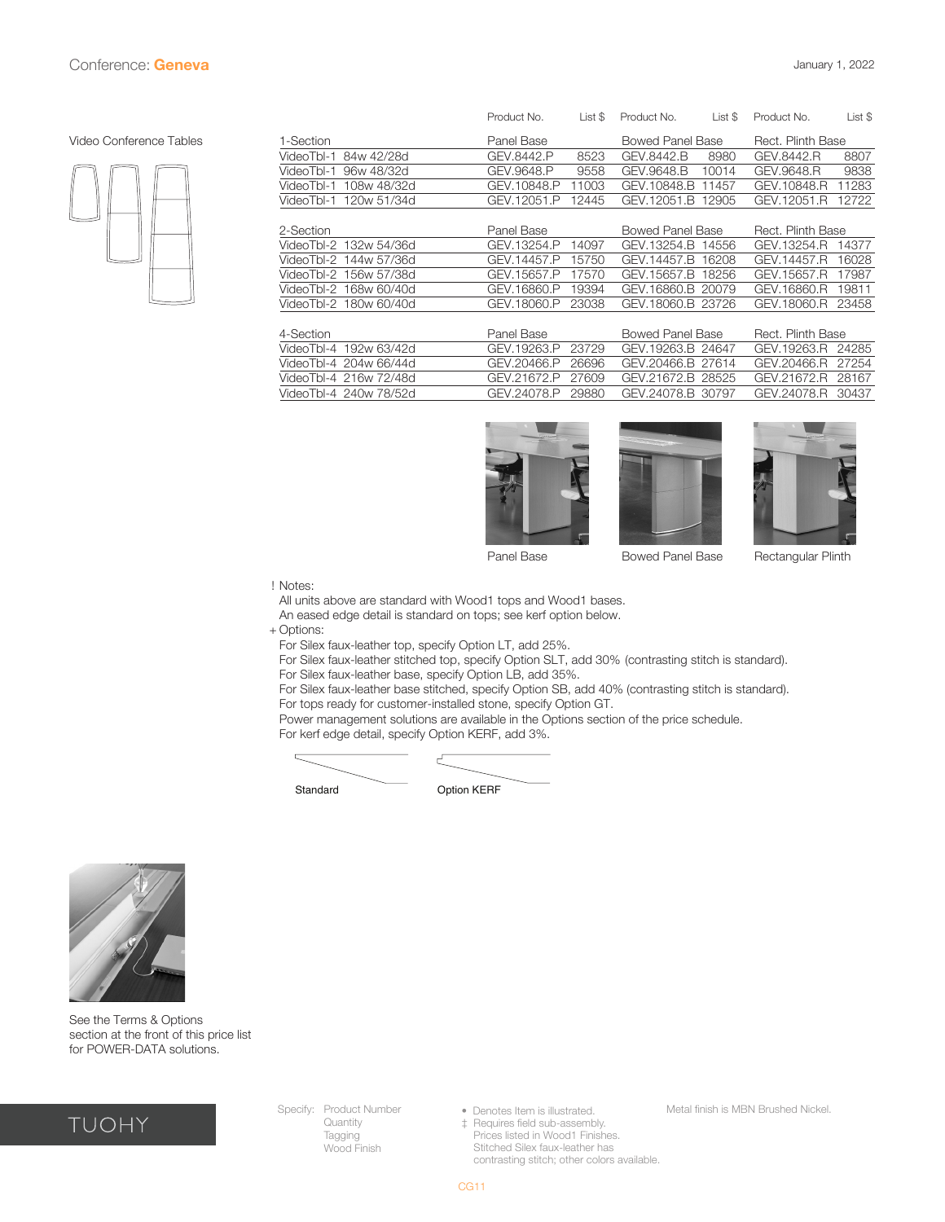# Conference: Geneva

January 1, 2022

## Video Conference Tables

| | Product No. | List $ | Product No. | List $ | Product No. | List $ |
|---|---|---|---|---|---|---|
| 1-Section | Panel Base | | Bowed Panel Base | | Rect. Plinth Base | |
| VideoTbl-1 84w 42/28d | GEV.8442.P | 8523 | GEV.8442.B | 8980 | GEV.8442.R | 8807 |
| VideoTbl-1 96w 48/32d | GEV.9648.P | 9558 | GEV.9648.B | 10014 | GEV.9648.R | 9838 |
| VideoTbl-1 108w 48/32d | GEV.10848.P | 11003 | GEV.10848.B | 11457 | GEV.10848.R | 11283 |
| VideoTbl-1 120w 51/34d | GEV.12051.P | 12445 | GEV.12051.B | 12905 | GEV.12051.R | 12722 |
| 2-Section | Panel Base | | Bowed Panel Base | | Rect. Plinth Base | |
| VideoTbl-2 132w 54/36d | GEV.13254.P | 14097 | GEV.13254.B | 14556 | GEV.13254.R | 14377 |
| VideoTbl-2 144w 57/36d | GEV.14457.P | 15750 | GEV.14457.B | 16208 | GEV.14457.R | 16028 |
| VideoTbl-2 156w 57/38d | GEV.15657.P | 17570 | GEV.15657.B | 18256 | GEV.15657.R | 17987 |
| VideoTbl-2 168w 60/40d | GEV.16860.P | 19394 | GEV.16860.B | 20079 | GEV.16860.R | 19811 |
| VideoTbl-2 180w 60/40d | GEV.18060.P | 23038 | GEV.18060.B | 23726 | GEV.18060.R | 23458 |
| 4-Section | Panel Base | | Bowed Panel Base | | Rect. Plinth Base | |
| VideoTbl-4 192w 63/42d | GEV.19263.P | 23729 | GEV.19263.B | 24647 | GEV.19263.R | 24285 |
| VideoTbl-4 204w 66/44d | GEV.20466.P | 26696 | GEV.20466.B | 27614 | GEV.20466.R | 27254 |
| VideoTbl-4 216w 72/48d | GEV.21672.P | 27609 | GEV.21672.B | 28525 | GEV.21672.R | 28167 |
| VideoTbl-4 240w 78/52d | GEV.24078.P | 29880 | GEV.24078.B | 30797 | GEV.24078.R | 30437 |

Panel Base

Bowed Panel Base

Rectangular Plinth

! Notes:

All units above are standard with Wood1 tops and Wood1 bases.
An eased edge detail is standard on tops; see kerf option below.

+ Options:

For Silex faux-leather top, specify Option LT, add 25%.
For Silex faux-leather stitched top, specify Option SLT, add 30% (contrasting stitch is standard).
For Silex faux-leather base, specify Option LB, add 35%.
For Silex faux-leather base stitched, specify Option SB, add 40% (contrasting stitch is standard).
For tops ready for customer-installed stone, specify Option GT.
Power management solutions are available in the Options section of the price schedule.
For kerf edge detail, specify Option KERF, add 3%.

Standard

Option KERF

See the Terms & Options section at the front of this price list for POWER-DATA solutions.

TUOHY

Specify: Product Number
Quantity
Tagging
Wood Finish

• Denotes Item is illustrated.
‡ Requires field sub-assembly.
Prices listed in Wood1 Finishes.
Stitched Silex faux-leather has contrasting stitch; other colors available.

Metal finish is MBN Brushed Nickel.